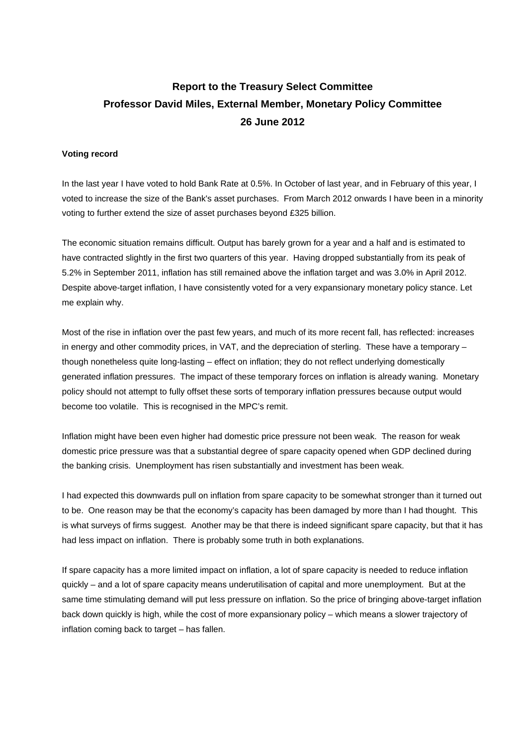# Report to the Treasury Select Committee
# Professor David Miles, External Member, Monetary Policy Committee
# 26 June 2012

## Voting record

In the last year I have voted to hold Bank Rate at 0.5%. In October of last year, and in February of this year, I voted to increase the size of the Bank's asset purchases. From March 2012 onwards I have been in a minority voting to further extend the size of asset purchases beyond £325 billion.

The economic situation remains difficult. Output has barely grown for a year and a half and is estimated to have contracted slightly in the first two quarters of this year. Having dropped substantially from its peak of 5.2% in September 2011, inflation has still remained above the inflation target and was 3.0% in April 2012. Despite above-target inflation, I have consistently voted for a very expansionary monetary policy stance. Let me explain why.

Most of the rise in inflation over the past few years, and much of its more recent fall, has reflected: increases in energy and other commodity prices, in VAT, and the depreciation of sterling. These have a temporary – though nonetheless quite long-lasting – effect on inflation; they do not reflect underlying domestically generated inflation pressures. The impact of these temporary forces on inflation is already waning. Monetary policy should not attempt to fully offset these sorts of temporary inflation pressures because output would become too volatile. This is recognised in the MPC's remit.

Inflation might have been even higher had domestic price pressure not been weak. The reason for weak domestic price pressure was that a substantial degree of spare capacity opened when GDP declined during the banking crisis. Unemployment has risen substantially and investment has been weak.

I had expected this downwards pull on inflation from spare capacity to be somewhat stronger than it turned out to be. One reason may be that the economy's capacity has been damaged by more than I had thought. This is what surveys of firms suggest. Another may be that there is indeed significant spare capacity, but that it has had less impact on inflation. There is probably some truth in both explanations.

If spare capacity has a more limited impact on inflation, a lot of spare capacity is needed to reduce inflation quickly – and a lot of spare capacity means underutilisation of capital and more unemployment. But at the same time stimulating demand will put less pressure on inflation. So the price of bringing above-target inflation back down quickly is high, while the cost of more expansionary policy – which means a slower trajectory of inflation coming back to target – has fallen.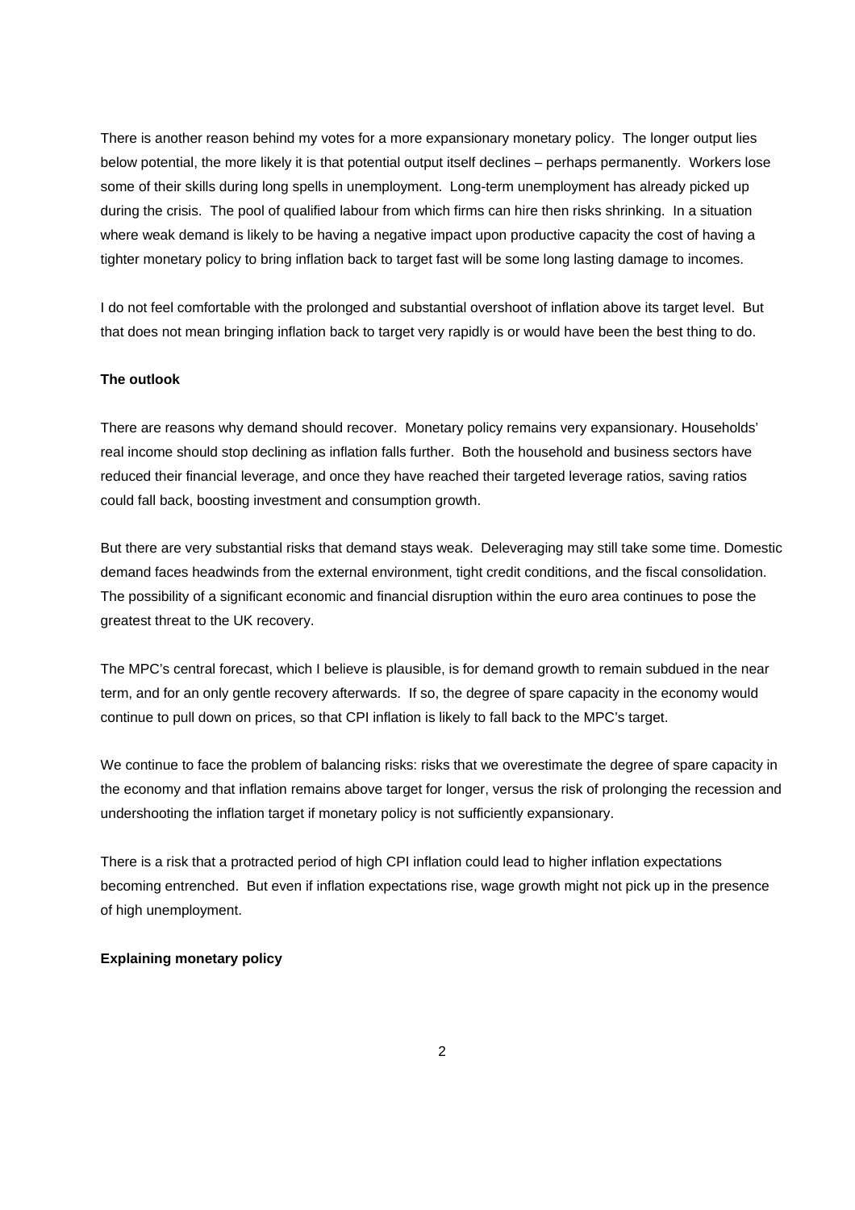There is another reason behind my votes for a more expansionary monetary policy. The longer output lies below potential, the more likely it is that potential output itself declines – perhaps permanently. Workers lose some of their skills during long spells in unemployment. Long-term unemployment has already picked up during the crisis. The pool of qualified labour from which firms can hire then risks shrinking. In a situation where weak demand is likely to be having a negative impact upon productive capacity the cost of having a tighter monetary policy to bring inflation back to target fast will be some long lasting damage to incomes.

I do not feel comfortable with the prolonged and substantial overshoot of inflation above its target level. But that does not mean bringing inflation back to target very rapidly is or would have been the best thing to do.

**The outlook**

There are reasons why demand should recover. Monetary policy remains very expansionary. Households' real income should stop declining as inflation falls further. Both the household and business sectors have reduced their financial leverage, and once they have reached their targeted leverage ratios, saving ratios could fall back, boosting investment and consumption growth.

But there are very substantial risks that demand stays weak. Deleveraging may still take some time. Domestic demand faces headwinds from the external environment, tight credit conditions, and the fiscal consolidation. The possibility of a significant economic and financial disruption within the euro area continues to pose the greatest threat to the UK recovery.

The MPC's central forecast, which I believe is plausible, is for demand growth to remain subdued in the near term, and for an only gentle recovery afterwards. If so, the degree of spare capacity in the economy would continue to pull down on prices, so that CPI inflation is likely to fall back to the MPC's target.

We continue to face the problem of balancing risks: risks that we overestimate the degree of spare capacity in the economy and that inflation remains above target for longer, versus the risk of prolonging the recession and undershooting the inflation target if monetary policy is not sufficiently expansionary.

There is a risk that a protracted period of high CPI inflation could lead to higher inflation expectations becoming entrenched. But even if inflation expectations rise, wage growth might not pick up in the presence of high unemployment.

**Explaining monetary policy**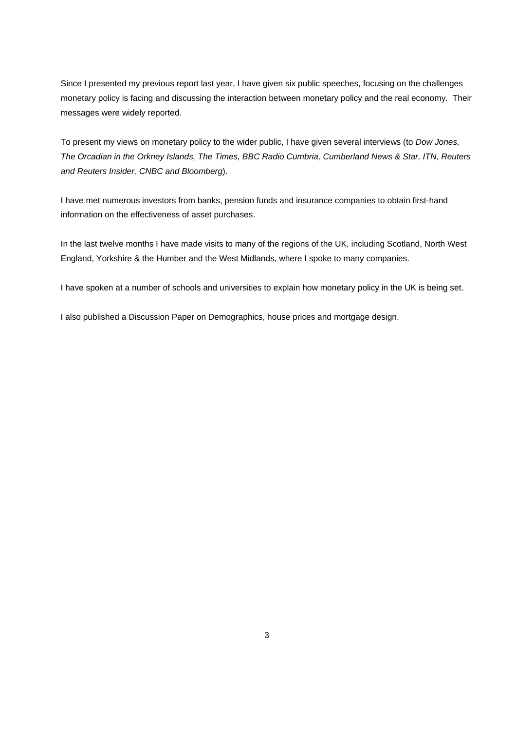Since I presented my previous report last year, I have given six public speeches, focusing on the challenges monetary policy is facing and discussing the interaction between monetary policy and the real economy. Their messages were widely reported.

To present my views on monetary policy to the wider public, I have given several interviews (to *Dow Jones, The Orcadian in the Orkney Islands, The Times, BBC Radio Cumbria, Cumberland News & Star, ITN, Reuters and Reuters Insider, CNBC and Bloomberg*).

I have met numerous investors from banks, pension funds and insurance companies to obtain first-hand information on the effectiveness of asset purchases.

In the last twelve months I have made visits to many of the regions of the UK, including Scotland, North West England, Yorkshire & the Humber and the West Midlands, where I spoke to many companies.

I have spoken at a number of schools and universities to explain how monetary policy in the UK is being set.

I also published a Discussion Paper on Demographics, house prices and mortgage design.